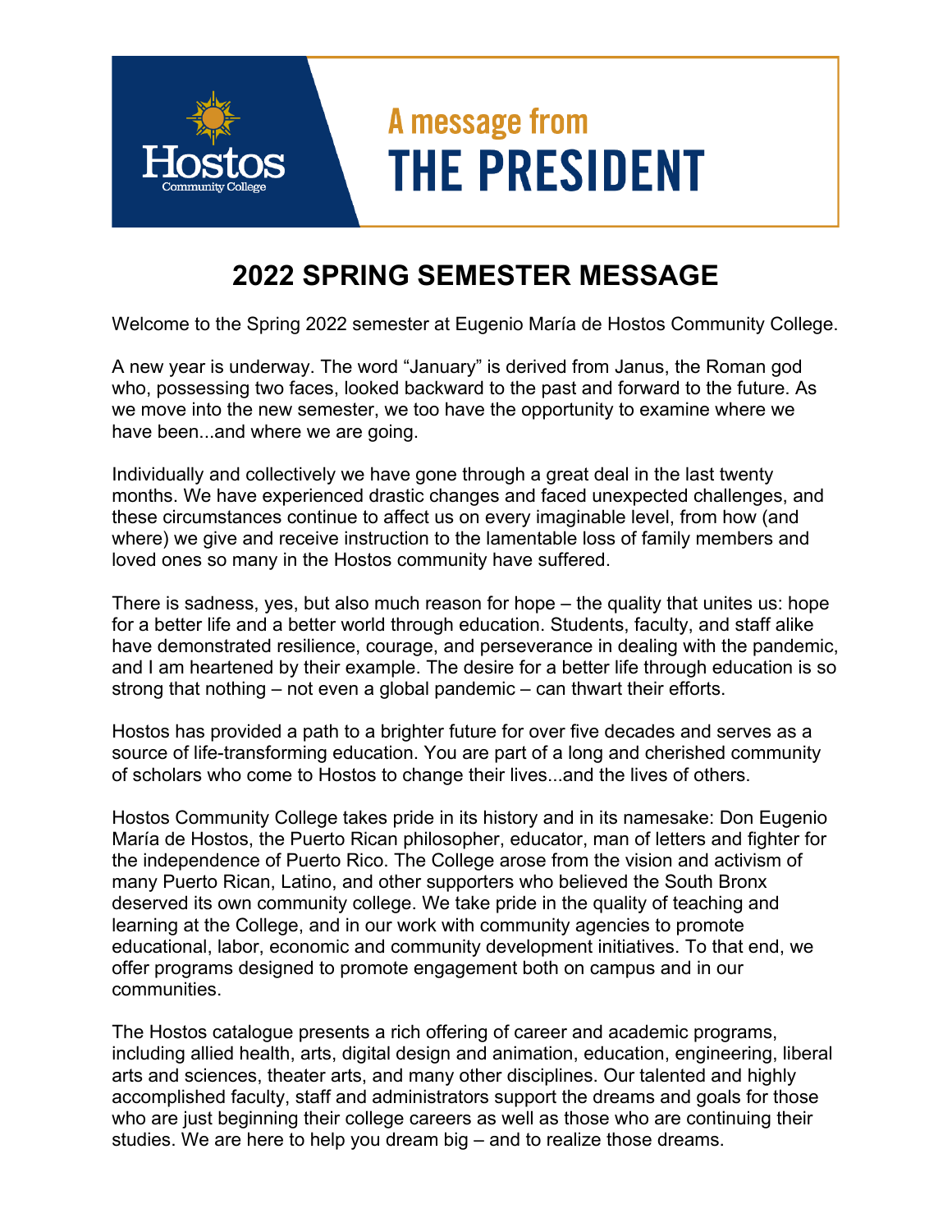Hostos Community College

A message from **THE PRESIDENT**

# 2022 SPRING SEMESTER MESSAGE

Welcome to the Spring 2022 semester at Eugenio María de Hostos Community College.

A new year is underway. The word "January" is derived from Janus, the Roman god who, possessing two faces, looked backward to the past and forward to the future. As we move into the new semester, we too have the opportunity to examine where we have been...and where we are going.

Individually and collectively we have gone through a great deal in the last twenty months. We have experienced drastic changes and faced unexpected challenges, and these circumstances continue to affect us on every imaginable level, from how (and where) we give and receive instruction to the lamentable loss of family members and loved ones so many in the Hostos community have suffered.

There is sadness, yes, but also much reason for hope – the quality that unites us: hope for a better life and a better world through education. Students, faculty, and staff alike have demonstrated resilience, courage, and perseverance in dealing with the pandemic, and I am heartened by their example. The desire for a better life through education is so strong that nothing – not even a global pandemic – can thwart their efforts.

Hostos has provided a path to a brighter future for over five decades and serves as a source of life-transforming education. You are part of a long and cherished community of scholars who come to Hostos to change their lives...and the lives of others.

Hostos Community College takes pride in its history and in its namesake: Don Eugenio María de Hostos, the Puerto Rican philosopher, educator, man of letters and fighter for the independence of Puerto Rico. The College arose from the vision and activism of many Puerto Rican, Latino, and other supporters who believed the South Bronx deserved its own community college. We take pride in the quality of teaching and learning at the College, and in our work with community agencies to promote educational, labor, economic and community development initiatives. To that end, we offer programs designed to promote engagement both on campus and in our communities.

The Hostos catalogue presents a rich offering of career and academic programs, including allied health, arts, digital design and animation, education, engineering, liberal arts and sciences, theater arts, and many other disciplines. Our talented and highly accomplished faculty, staff and administrators support the dreams and goals for those who are just beginning their college careers as well as those who are continuing their studies. We are here to help you dream big – and to realize those dreams.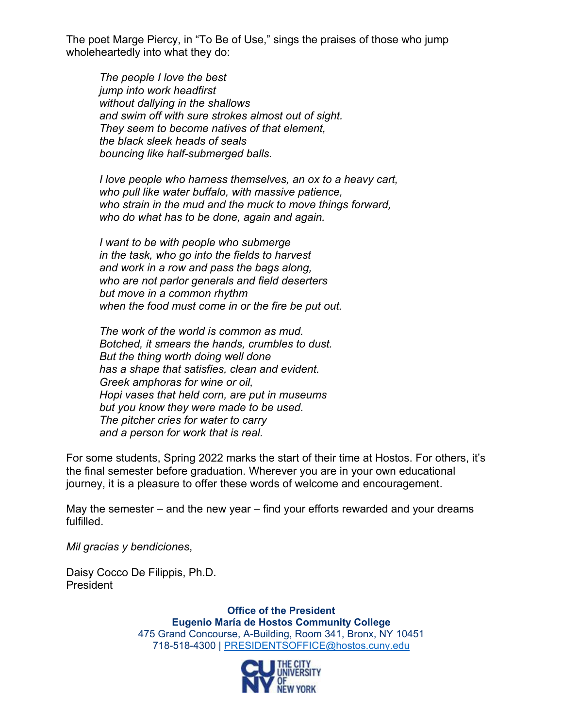The poet Marge Piercy, in “To Be of Use,” sings the praises of those who jump wholeheartedly into what they do:

> *The people I love the best*
> *jump into work headfirst*
> *without dallying in the shallows*
> *and swim off with sure strokes almost out of sight.*
> *They seem to become natives of that element,*
> *the black sleek heads of seals*
> *bouncing like half-submerged balls.*
>
> *I love people who harness themselves, an ox to a heavy cart,*
> *who pull like water buffalo, with massive patience,*
> *who strain in the mud and the muck to move things forward,*
> *who do what has to be done, again and again.*
>
> *I want to be with people who submerge*
> *in the task, who go into the fields to harvest*
> *and work in a row and pass the bags along,*
> *who are not parlor generals and field deserters*
> *but move in a common rhythm*
> *when the food must come in or the fire be put out.*
>
> *The work of the world is common as mud.*
> *Botched, it smears the hands, crumbles to dust.*
> *But the thing worth doing well done*
> *has a shape that satisfies, clean and evident.*
> *Greek amphoras for wine or oil,*
> *Hopi vases that held corn, are put in museums*
> *but you know they were made to be used.*
> *The pitcher cries for water to carry*
> *and a person for work that is real.*

For some students, Spring 2022 marks the start of their time at Hostos. For others, it's the final semester before graduation. Wherever you are in your own educational journey, it is a pleasure to offer these words of welcome and encouragement.

May the semester – and the new year – find your efforts rewarded and your dreams fulfilled.

*Mil gracias y bendiciones*,

Daisy Cocco De Filippis, Ph.D.
President

**Office of the President**
**Eugenio María de Hostos Community College**
475 Grand Concourse, A-Building, Room 341, Bronx, NY 10451
718-518-4300 | PRESIDENTSOFFICE@hostos.cuny.edu

THE CITY UNIVERSITY OF NEW YORK